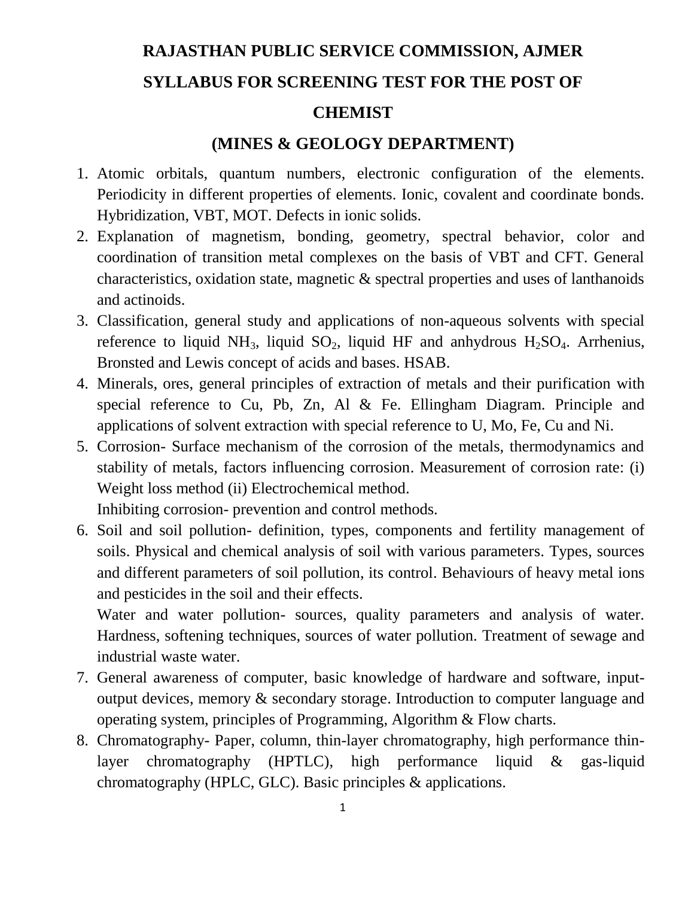# RAJASTHAN PUBLIC SERVICE COMMISSION, AJMER

## SYLLABUS FOR SCREENING TEST FOR THE POST OF CHEMIST

## (MINES & GEOLOGY DEPARTMENT)

1. Atomic orbitals, quantum numbers, electronic configuration of the elements. Periodicity in different properties of elements. Ionic, covalent and coordinate bonds. Hybridization, VBT, MOT. Defects in ionic solids.
2. Explanation of magnetism, bonding, geometry, spectral behavior, color and coordination of transition metal complexes on the basis of VBT and CFT. General characteristics, oxidation state, magnetic & spectral properties and uses of lanthanoids and actinoids.
3. Classification, general study and applications of non-aqueous solvents with special reference to liquid $NH_3$, liquid $SO_2$, liquid HF and anhydrous $H_2SO_4$. Arrhenius, Bronsted and Lewis concept of acids and bases. HSAB.
4. Minerals, ores, general principles of extraction of metals and their purification with special reference to Cu, Pb, Zn, Al & Fe. Ellingham Diagram. Principle and applications of solvent extraction with special reference to U, Mo, Fe, Cu and Ni.
5. Corrosion- Surface mechanism of the corrosion of the metals, thermodynamics and stability of metals, factors influencing corrosion. Measurement of corrosion rate: (i) Weight loss method (ii) Electrochemical method.

   Inhibiting corrosion- prevention and control methods.
6. Soil and soil pollution- definition, types, components and fertility management of soils. Physical and chemical analysis of soil with various parameters. Types, sources and different parameters of soil pollution, its control. Behaviours of heavy metal ions and pesticides in the soil and their effects.

   Water and water pollution- sources, quality parameters and analysis of water. Hardness, softening techniques, sources of water pollution. Treatment of sewage and industrial waste water.
7. General awareness of computer, basic knowledge of hardware and software, input-output devices, memory & secondary storage. Introduction to computer language and operating system, principles of Programming, Algorithm & Flow charts.
8. Chromatography- Paper, column, thin-layer chromatography, high performance thin-layer chromatography (HPTLC), high performance liquid & gas-liquid chromatography (HPLC, GLC). Basic principles & applications.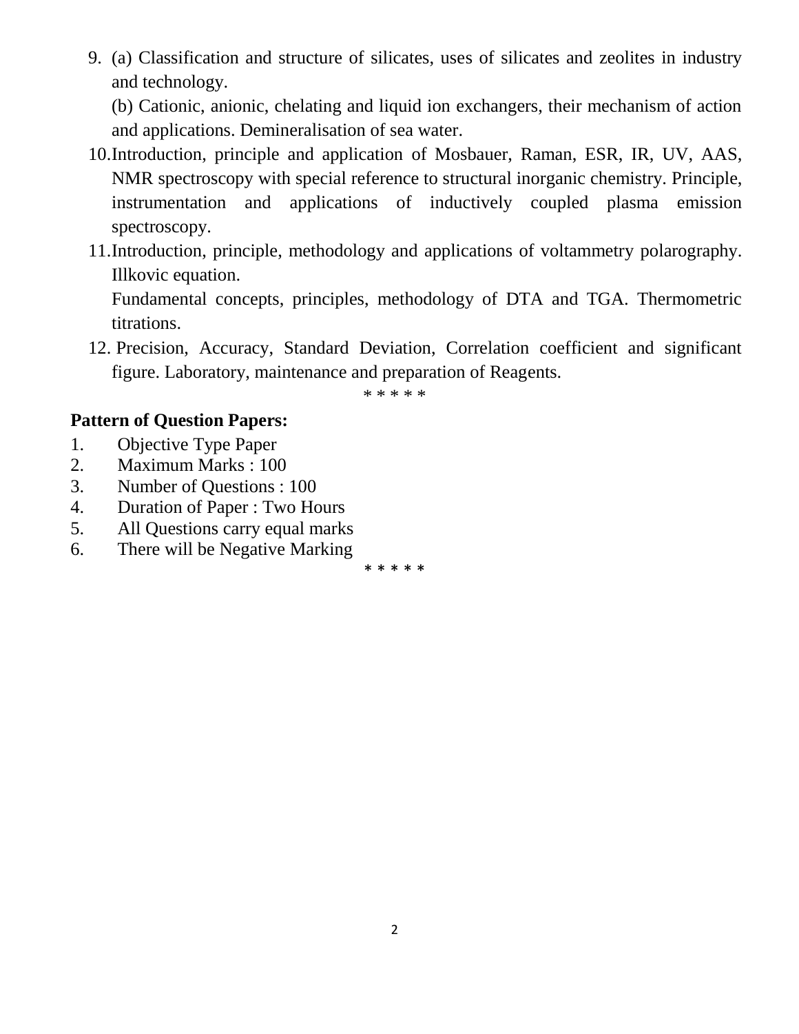9. (a) Classification and structure of silicates, uses of silicates and zeolites in industry and technology.

   (b) Cationic, anionic, chelating and liquid ion exchangers, their mechanism of action and applications. Demineralisation of sea water.

10. Introduction, principle and application of Mosbauer, Raman, ESR, IR, UV, AAS, NMR spectroscopy with special reference to structural inorganic chemistry. Principle, instrumentation and applications of inductively coupled plasma emission spectroscopy.

11. Introduction, principle, methodology and applications of voltammetry polarography. Illkovic equation.

    Fundamental concepts, principles, methodology of DTA and TGA. Thermometric titrations.

12. Precision, Accuracy, Standard Deviation, Correlation coefficient and significant figure. Laboratory, maintenance and preparation of Reagents.

* * * * *

**Pattern of Question Papers:**

1. Objective Type Paper
2. Maximum Marks : 100
3. Number of Questions : 100
4. Duration of Paper : Two Hours
5. All Questions carry equal marks
6. There will be Negative Marking

* * * * *